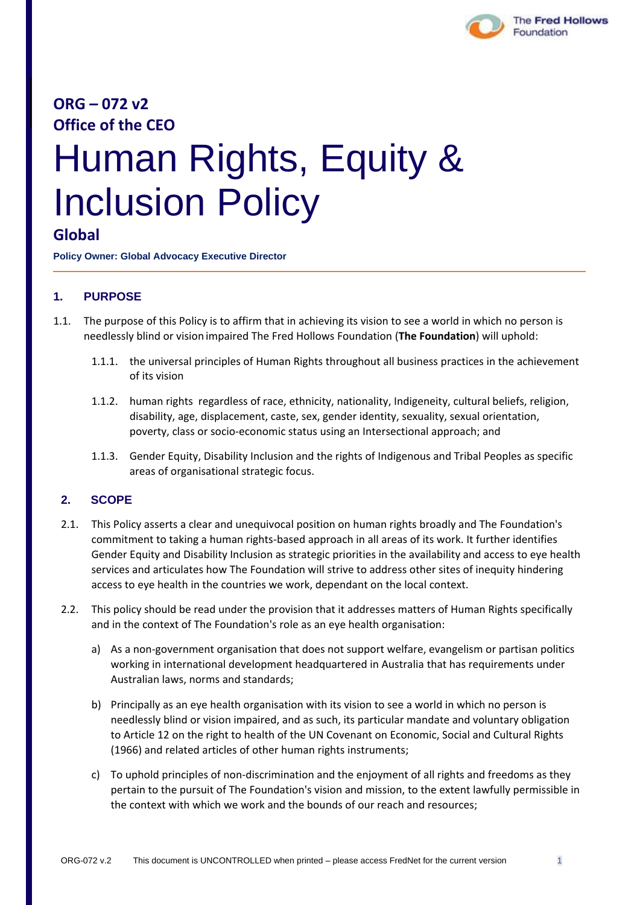**ORG – 072 v2**
**Office of the CEO**

# Human Rights, Equity & Inclusion Policy

## Global

**Policy Owner: Global Advocacy Executive Director**

### 1. PURPOSE

1.1. The purpose of this Policy is to affirm that in achieving its vision to see a world in which no person is needlessly blind or vision impaired The Fred Hollows Foundation (**The Foundation**) will uphold:

1.1.1. the universal principles of Human Rights throughout all business practices in the achievement of its vision

1.1.2. human rights regardless of race, ethnicity, nationality, Indigeneity, cultural beliefs, religion, disability, age, displacement, caste, sex, gender identity, sexuality, sexual orientation, poverty, class or socio-economic status using an Intersectional approach; and

1.1.3. Gender Equity, Disability Inclusion and the rights of Indigenous and Tribal Peoples as specific areas of organisational strategic focus.

### 2. SCOPE

2.1. This Policy asserts a clear and unequivocal position on human rights broadly and The Foundation's commitment to taking a human rights-based approach in all areas of its work. It further identifies Gender Equity and Disability Inclusion as strategic priorities in the availability and access to eye health services and articulates how The Foundation will strive to address other sites of inequity hindering access to eye health in the countries we work, dependant on the local context.

2.2. This policy should be read under the provision that it addresses matters of Human Rights specifically and in the context of The Foundation's role as an eye health organisation:

a) As a non-government organisation that does not support welfare, evangelism or partisan politics working in international development headquartered in Australia that has requirements under Australian laws, norms and standards;

b) Principally as an eye health organisation with its vision to see a world in which no person is needlessly blind or vision impaired, and as such, its particular mandate and voluntary obligation to Article 12 on the right to health of the UN Covenant on Economic, Social and Cultural Rights (1966) and related articles of other human rights instruments;

c) To uphold principles of non-discrimination and the enjoyment of all rights and freedoms as they pertain to the pursuit of The Foundation's vision and mission, to the extent lawfully permissible in the context with which we work and the bounds of our reach and resources;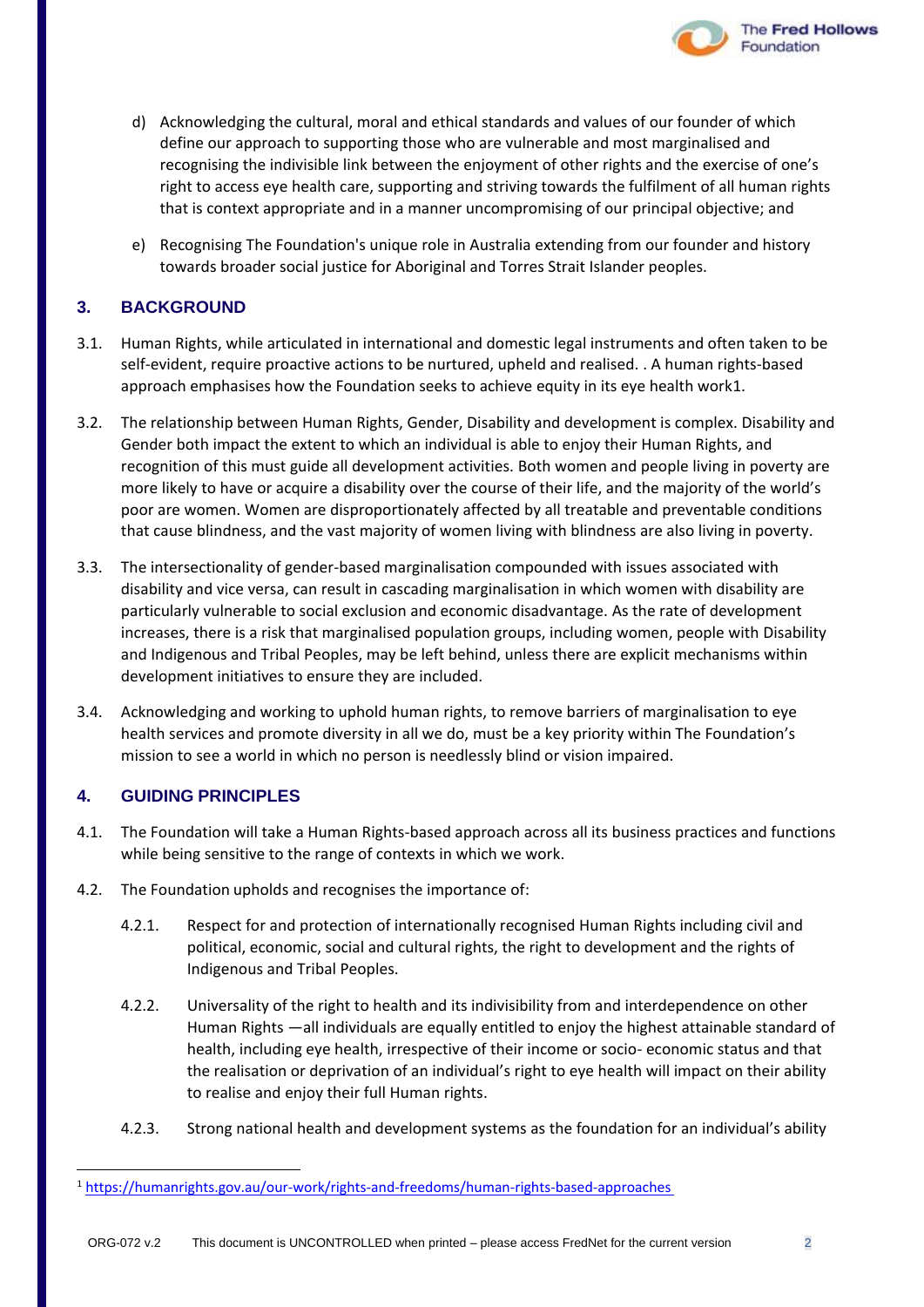d) Acknowledging the cultural, moral and ethical standards and values of our founder of which define our approach to supporting those who are vulnerable and most marginalised and recognising the indivisible link between the enjoyment of other rights and the exercise of one's right to access eye health care, supporting and striving towards the fulfilment of all human rights that is context appropriate and in a manner uncompromising of our principal objective; and

e) Recognising The Foundation's unique role in Australia extending from our founder and history towards broader social justice for Aboriginal and Torres Strait Islander peoples.

## 3. BACKGROUND

3.1. Human Rights, while articulated in international and domestic legal instruments and often taken to be self-evident, require proactive actions to be nurtured, upheld and realised. . A human rights-based approach emphasises how the Foundation seeks to achieve equity in its eye health work[1].

3.2. The relationship between Human Rights, Gender, Disability and development is complex. Disability and Gender both impact the extent to which an individual is able to enjoy their Human Rights, and recognition of this must guide all development activities. Both women and people living in poverty are more likely to have or acquire a disability over the course of their life, and the majority of the world's poor are women. Women are disproportionately affected by all treatable and preventable conditions that cause blindness, and the vast majority of women living with blindness are also living in poverty.

3.3. The intersectionality of gender-based marginalisation compounded with issues associated with disability and vice versa, can result in cascading marginalisation in which women with disability are particularly vulnerable to social exclusion and economic disadvantage. As the rate of development increases, there is a risk that marginalised population groups, including women, people with Disability and Indigenous and Tribal Peoples, may be left behind, unless there are explicit mechanisms within development initiatives to ensure they are included.

3.4. Acknowledging and working to uphold human rights, to remove barriers of marginalisation to eye health services and promote diversity in all we do, must be a key priority within The Foundation's mission to see a world in which no person is needlessly blind or vision impaired.

## 4. GUIDING PRINCIPLES

4.1. The Foundation will take a Human Rights-based approach across all its business practices and functions while being sensitive to the range of contexts in which we work.

4.2. The Foundation upholds and recognises the importance of:

4.2.1. Respect for and protection of internationally recognised Human Rights including civil and political, economic, social and cultural rights, the right to development and the rights of Indigenous and Tribal Peoples.

4.2.2. Universality of the right to health and its indivisibility from and interdependence on other Human Rights —all individuals are equally entitled to enjoy the highest attainable standard of health, including eye health, irrespective of their income or socio- economic status and that the realisation or deprivation of an individual's right to eye health will impact on their ability to realise and enjoy their full Human rights.

4.2.3. Strong national health and development systems as the foundation for an individual's ability

---

[1] https://humanrights.gov.au/our-work/rights-and-freedoms/human-rights-based-approaches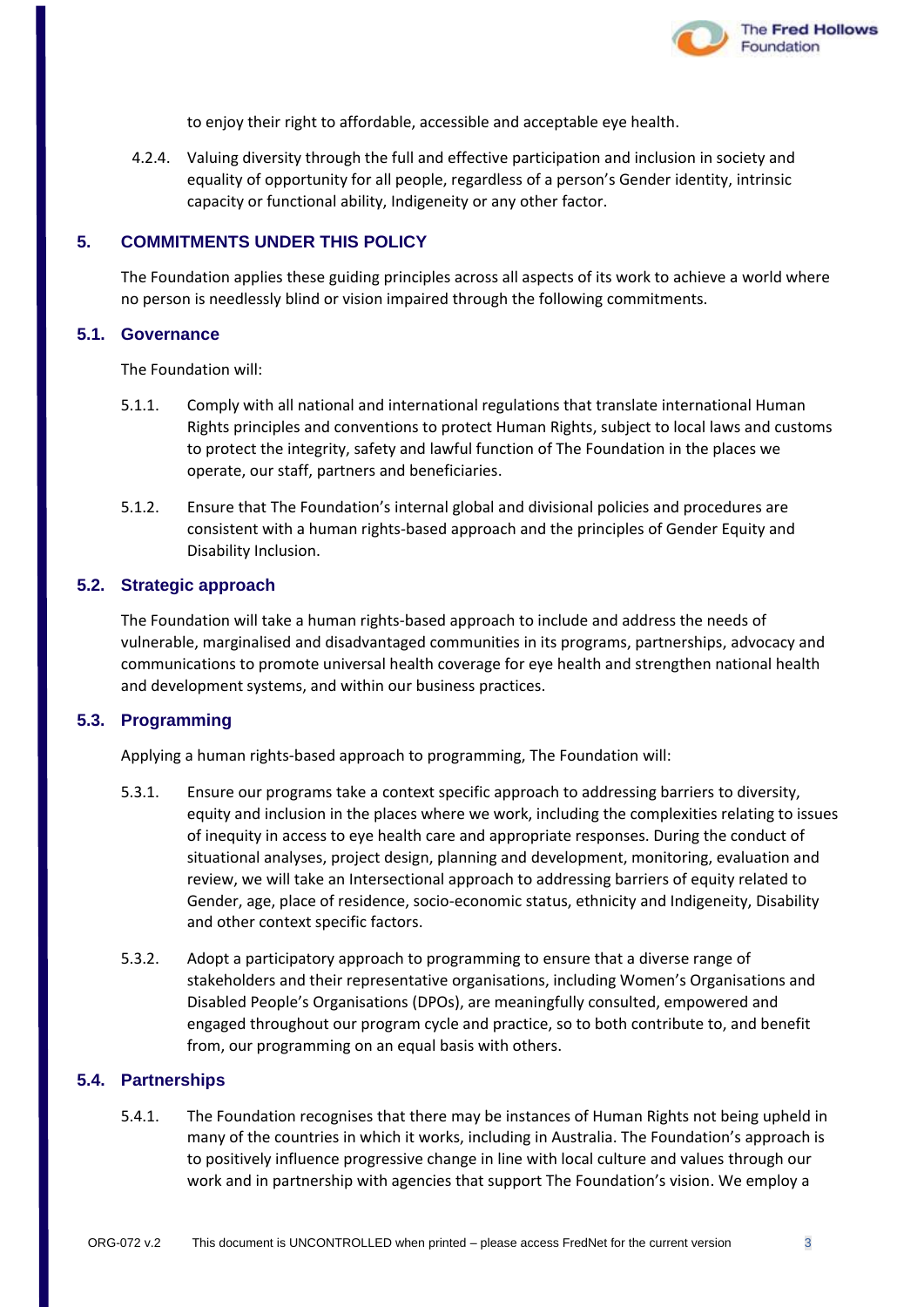to enjoy their right to affordable, accessible and acceptable eye health.

4.2.4. Valuing diversity through the full and effective participation and inclusion in society and equality of opportunity for all people, regardless of a person's Gender identity, intrinsic capacity or functional ability, Indigeneity or any other factor.

## 5. COMMITMENTS UNDER THIS POLICY

The Foundation applies these guiding principles across all aspects of its work to achieve a world where no person is needlessly blind or vision impaired through the following commitments.

### 5.1. Governance

The Foundation will:

5.1.1. Comply with all national and international regulations that translate international Human Rights principles and conventions to protect Human Rights, subject to local laws and customs to protect the integrity, safety and lawful function of The Foundation in the places we operate, our staff, partners and beneficiaries.

5.1.2. Ensure that The Foundation's internal global and divisional policies and procedures are consistent with a human rights-based approach and the principles of Gender Equity and Disability Inclusion.

### 5.2. Strategic approach

The Foundation will take a human rights-based approach to include and address the needs of vulnerable, marginalised and disadvantaged communities in its programs, partnerships, advocacy and communications to promote universal health coverage for eye health and strengthen national health and development systems, and within our business practices.

### 5.3. Programming

Applying a human rights-based approach to programming, The Foundation will:

5.3.1. Ensure our programs take a context specific approach to addressing barriers to diversity, equity and inclusion in the places where we work, including the complexities relating to issues of inequity in access to eye health care and appropriate responses. During the conduct of situational analyses, project design, planning and development, monitoring, evaluation and review, we will take an Intersectional approach to addressing barriers of equity related to Gender, age, place of residence, socio-economic status, ethnicity and Indigeneity, Disability and other context specific factors.

5.3.2. Adopt a participatory approach to programming to ensure that a diverse range of stakeholders and their representative organisations, including Women's Organisations and Disabled People's Organisations (DPOs), are meaningfully consulted, empowered and engaged throughout our program cycle and practice, so to both contribute to, and benefit from, our programming on an equal basis with others.

### 5.4. Partnerships

5.4.1. The Foundation recognises that there may be instances of Human Rights not being upheld in many of the countries in which it works, including in Australia. The Foundation's approach is to positively influence progressive change in line with local culture and values through our work and in partnership with agencies that support The Foundation's vision. We employ a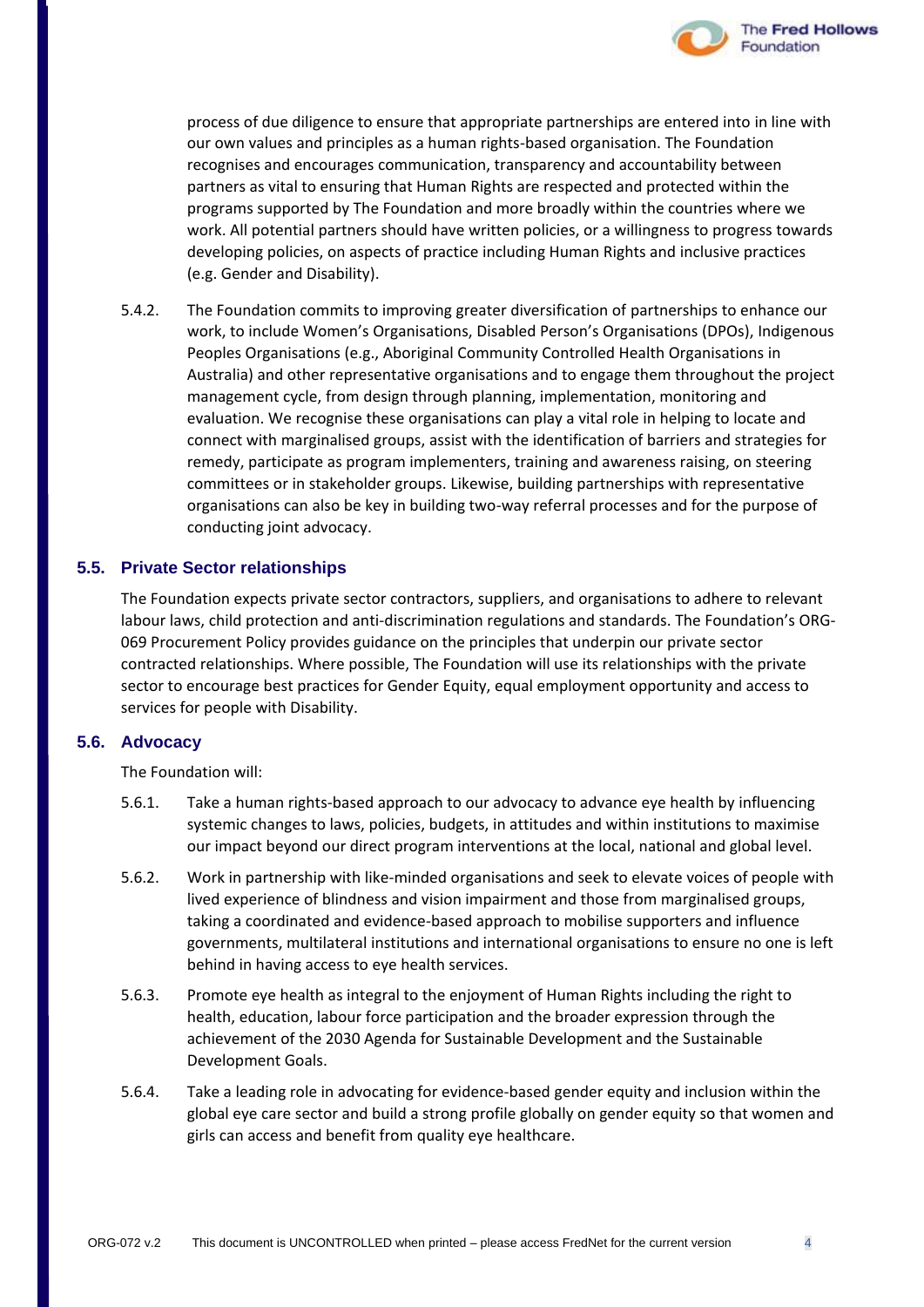process of due diligence to ensure that appropriate partnerships are entered into in line with our own values and principles as a human rights-based organisation. The Foundation recognises and encourages communication, transparency and accountability between partners as vital to ensuring that Human Rights are respected and protected within the programs supported by The Foundation and more broadly within the countries where we work. All potential partners should have written policies, or a willingness to progress towards developing policies, on aspects of practice including Human Rights and inclusive practices (e.g. Gender and Disability).

5.4.2. The Foundation commits to improving greater diversification of partnerships to enhance our work, to include Women's Organisations, Disabled Person's Organisations (DPOs), Indigenous Peoples Organisations (e.g., Aboriginal Community Controlled Health Organisations in Australia) and other representative organisations and to engage them throughout the project management cycle, from design through planning, implementation, monitoring and evaluation. We recognise these organisations can play a vital role in helping to locate and connect with marginalised groups, assist with the identification of barriers and strategies for remedy, participate as program implementers, training and awareness raising, on steering committees or in stakeholder groups. Likewise, building partnerships with representative organisations can also be key in building two-way referral processes and for the purpose of conducting joint advocacy.

## 5.5. Private Sector relationships

The Foundation expects private sector contractors, suppliers, and organisations to adhere to relevant labour laws, child protection and anti-discrimination regulations and standards. The Foundation's ORG-069 Procurement Policy provides guidance on the principles that underpin our private sector contracted relationships. Where possible, The Foundation will use its relationships with the private sector to encourage best practices for Gender Equity, equal employment opportunity and access to services for people with Disability.

## 5.6. Advocacy

The Foundation will:

5.6.1. Take a human rights-based approach to our advocacy to advance eye health by influencing systemic changes to laws, policies, budgets, in attitudes and within institutions to maximise our impact beyond our direct program interventions at the local, national and global level.

5.6.2. Work in partnership with like-minded organisations and seek to elevate voices of people with lived experience of blindness and vision impairment and those from marginalised groups, taking a coordinated and evidence-based approach to mobilise supporters and influence governments, multilateral institutions and international organisations to ensure no one is left behind in having access to eye health services.

5.6.3. Promote eye health as integral to the enjoyment of Human Rights including the right to health, education, labour force participation and the broader expression through the achievement of the 2030 Agenda for Sustainable Development and the Sustainable Development Goals.

5.6.4. Take a leading role in advocating for evidence-based gender equity and inclusion within the global eye care sector and build a strong profile globally on gender equity so that women and girls can access and benefit from quality eye healthcare.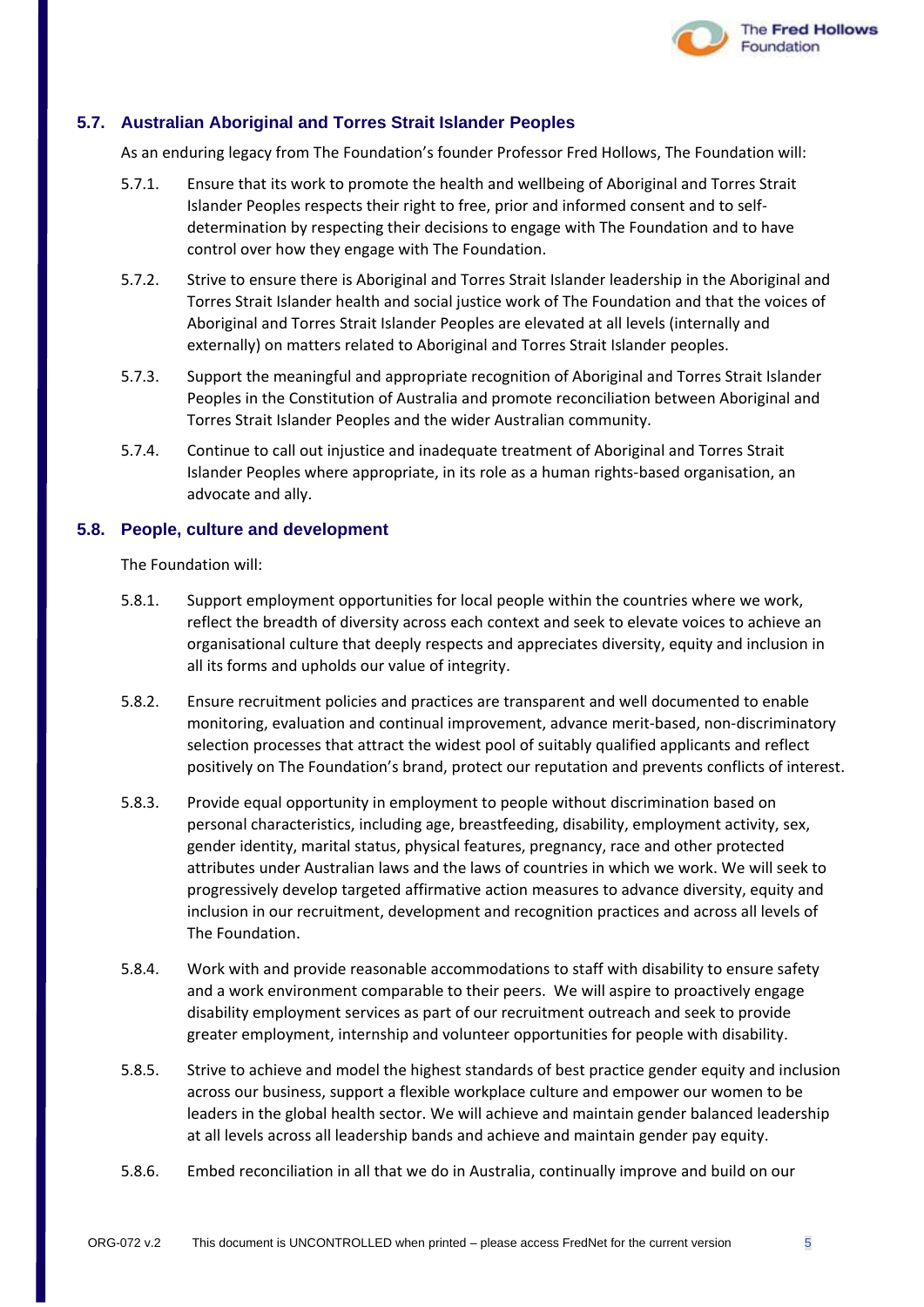## 5.7. Australian Aboriginal and Torres Strait Islander Peoples

As an enduring legacy from The Foundation's founder Professor Fred Hollows, The Foundation will:

5.7.1. Ensure that its work to promote the health and wellbeing of Aboriginal and Torres Strait Islander Peoples respects their right to free, prior and informed consent and to self-determination by respecting their decisions to engage with The Foundation and to have control over how they engage with The Foundation.

5.7.2. Strive to ensure there is Aboriginal and Torres Strait Islander leadership in the Aboriginal and Torres Strait Islander health and social justice work of The Foundation and that the voices of Aboriginal and Torres Strait Islander Peoples are elevated at all levels (internally and externally) on matters related to Aboriginal and Torres Strait Islander peoples.

5.7.3. Support the meaningful and appropriate recognition of Aboriginal and Torres Strait Islander Peoples in the Constitution of Australia and promote reconciliation between Aboriginal and Torres Strait Islander Peoples and the wider Australian community.

5.7.4. Continue to call out injustice and inadequate treatment of Aboriginal and Torres Strait Islander Peoples where appropriate, in its role as a human rights-based organisation, an advocate and ally.

## 5.8. People, culture and development

The Foundation will:

5.8.1. Support employment opportunities for local people within the countries where we work, reflect the breadth of diversity across each context and seek to elevate voices to achieve an organisational culture that deeply respects and appreciates diversity, equity and inclusion in all its forms and upholds our value of integrity.

5.8.2. Ensure recruitment policies and practices are transparent and well documented to enable monitoring, evaluation and continual improvement, advance merit-based, non-discriminatory selection processes that attract the widest pool of suitably qualified applicants and reflect positively on The Foundation's brand, protect our reputation and prevents conflicts of interest.

5.8.3. Provide equal opportunity in employment to people without discrimination based on personal characteristics, including age, breastfeeding, disability, employment activity, sex, gender identity, marital status, physical features, pregnancy, race and other protected attributes under Australian laws and the laws of countries in which we work. We will seek to progressively develop targeted affirmative action measures to advance diversity, equity and inclusion in our recruitment, development and recognition practices and across all levels of The Foundation.

5.8.4. Work with and provide reasonable accommodations to staff with disability to ensure safety and a work environment comparable to their peers. We will aspire to proactively engage disability employment services as part of our recruitment outreach and seek to provide greater employment, internship and volunteer opportunities for people with disability.

5.8.5. Strive to achieve and model the highest standards of best practice gender equity and inclusion across our business, support a flexible workplace culture and empower our women to be leaders in the global health sector. We will achieve and maintain gender balanced leadership at all levels across all leadership bands and achieve and maintain gender pay equity.

5.8.6. Embed reconciliation in all that we do in Australia, continually improve and build on our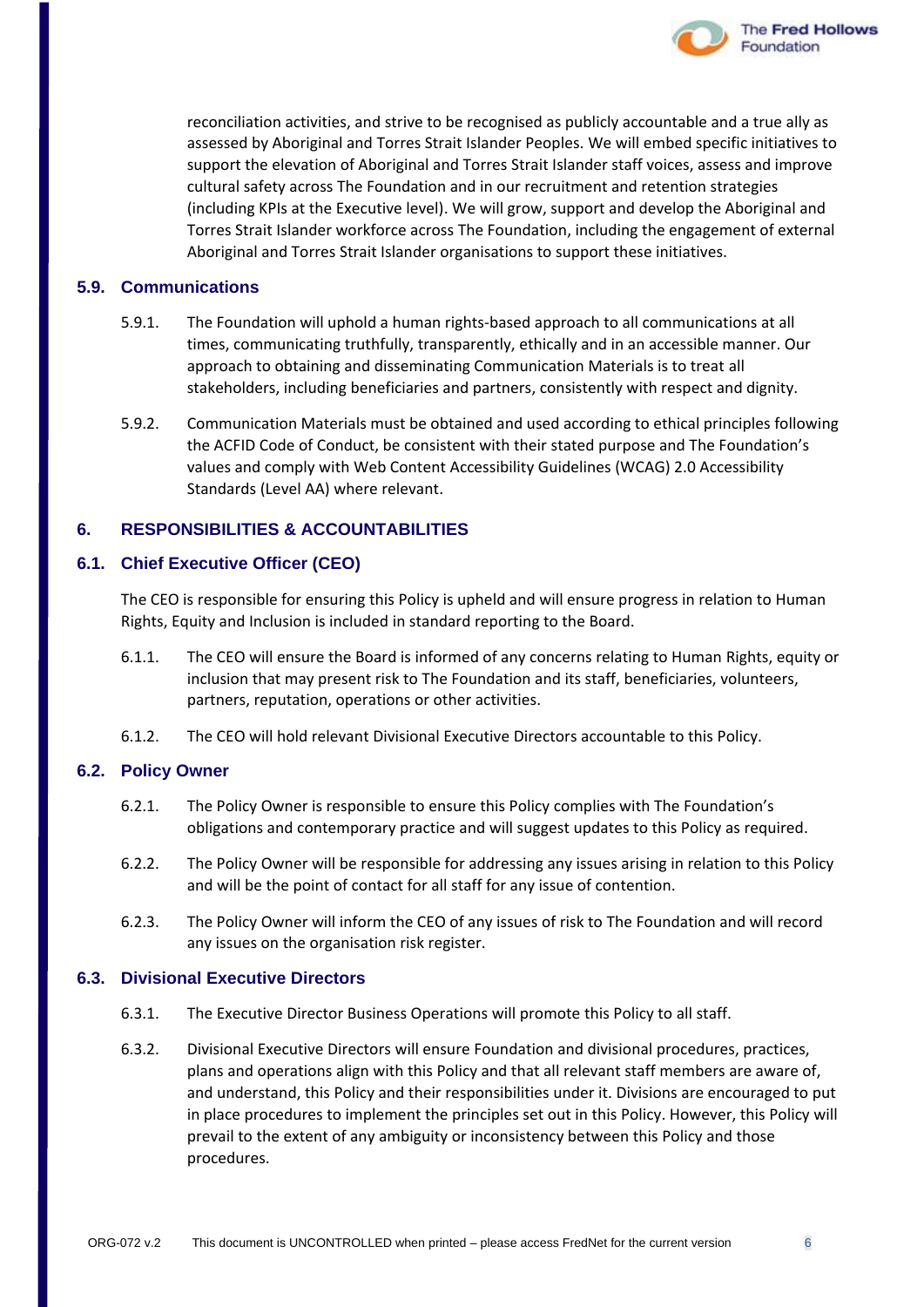reconciliation activities, and strive to be recognised as publicly accountable and a true ally as assessed by Aboriginal and Torres Strait Islander Peoples. We will embed specific initiatives to support the elevation of Aboriginal and Torres Strait Islander staff voices, assess and improve cultural safety across The Foundation and in our recruitment and retention strategies (including KPIs at the Executive level). We will grow, support and develop the Aboriginal and Torres Strait Islander workforce across The Foundation, including the engagement of external Aboriginal and Torres Strait Islander organisations to support these initiatives.

### 5.9. Communications

5.9.1. The Foundation will uphold a human rights-based approach to all communications at all times, communicating truthfully, transparently, ethically and in an accessible manner. Our approach to obtaining and disseminating Communication Materials is to treat all stakeholders, including beneficiaries and partners, consistently with respect and dignity.

5.9.2. Communication Materials must be obtained and used according to ethical principles following the ACFID Code of Conduct, be consistent with their stated purpose and The Foundation's values and comply with Web Content Accessibility Guidelines (WCAG) 2.0 Accessibility Standards (Level AA) where relevant.

## 6. RESPONSIBILITIES & ACCOUNTABILITIES

### 6.1. Chief Executive Officer (CEO)

The CEO is responsible for ensuring this Policy is upheld and will ensure progress in relation to Human Rights, Equity and Inclusion is included in standard reporting to the Board.

6.1.1. The CEO will ensure the Board is informed of any concerns relating to Human Rights, equity or inclusion that may present risk to The Foundation and its staff, beneficiaries, volunteers, partners, reputation, operations or other activities.

6.1.2. The CEO will hold relevant Divisional Executive Directors accountable to this Policy.

### 6.2. Policy Owner

6.2.1. The Policy Owner is responsible to ensure this Policy complies with The Foundation's obligations and contemporary practice and will suggest updates to this Policy as required.

6.2.2. The Policy Owner will be responsible for addressing any issues arising in relation to this Policy and will be the point of contact for all staff for any issue of contention.

6.2.3. The Policy Owner will inform the CEO of any issues of risk to The Foundation and will record any issues on the organisation risk register.

### 6.3. Divisional Executive Directors

6.3.1. The Executive Director Business Operations will promote this Policy to all staff.

6.3.2. Divisional Executive Directors will ensure Foundation and divisional procedures, practices, plans and operations align with this Policy and that all relevant staff members are aware of, and understand, this Policy and their responsibilities under it. Divisions are encouraged to put in place procedures to implement the principles set out in this Policy. However, this Policy will prevail to the extent of any ambiguity or inconsistency between this Policy and those procedures.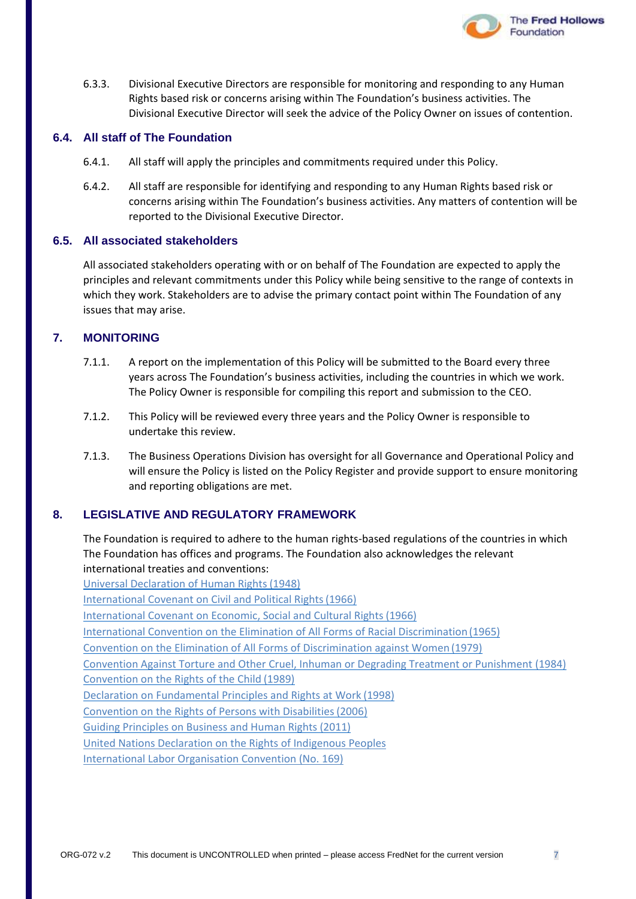6.3.3. Divisional Executive Directors are responsible for monitoring and responding to any Human Rights based risk or concerns arising within The Foundation's business activities. The Divisional Executive Director will seek the advice of the Policy Owner on issues of contention.

### 6.4. All staff of The Foundation

6.4.1. All staff will apply the principles and commitments required under this Policy.

6.4.2. All staff are responsible for identifying and responding to any Human Rights based risk or concerns arising within The Foundation's business activities. Any matters of contention will be reported to the Divisional Executive Director.

### 6.5. All associated stakeholders

All associated stakeholders operating with or on behalf of The Foundation are expected to apply the principles and relevant commitments under this Policy while being sensitive to the range of contexts in which they work. Stakeholders are to advise the primary contact point within The Foundation of any issues that may arise.

## 7. MONITORING

7.1.1. A report on the implementation of this Policy will be submitted to the Board every three years across The Foundation's business activities, including the countries in which we work. The Policy Owner is responsible for compiling this report and submission to the CEO.

7.1.2. This Policy will be reviewed every three years and the Policy Owner is responsible to undertake this review.

7.1.3. The Business Operations Division has oversight for all Governance and Operational Policy and will ensure the Policy is listed on the Policy Register and provide support to ensure monitoring and reporting obligations are met.

## 8. LEGISLATIVE AND REGULATORY FRAMEWORK

The Foundation is required to adhere to the human rights-based regulations of the countries in which The Foundation has offices and programs. The Foundation also acknowledges the relevant international treaties and conventions:

Universal Declaration of Human Rights (1948)
International Covenant on Civil and Political Rights (1966)
International Covenant on Economic, Social and Cultural Rights (1966)
International Convention on the Elimination of All Forms of Racial Discrimination (1965)
Convention on the Elimination of All Forms of Discrimination against Women (1979)
Convention Against Torture and Other Cruel, Inhuman or Degrading Treatment or Punishment (1984)
Convention on the Rights of the Child (1989)
Declaration on Fundamental Principles and Rights at Work (1998)
Convention on the Rights of Persons with Disabilities (2006)
Guiding Principles on Business and Human Rights (2011)
United Nations Declaration on the Rights of Indigenous Peoples
International Labor Organisation Convention (No. 169)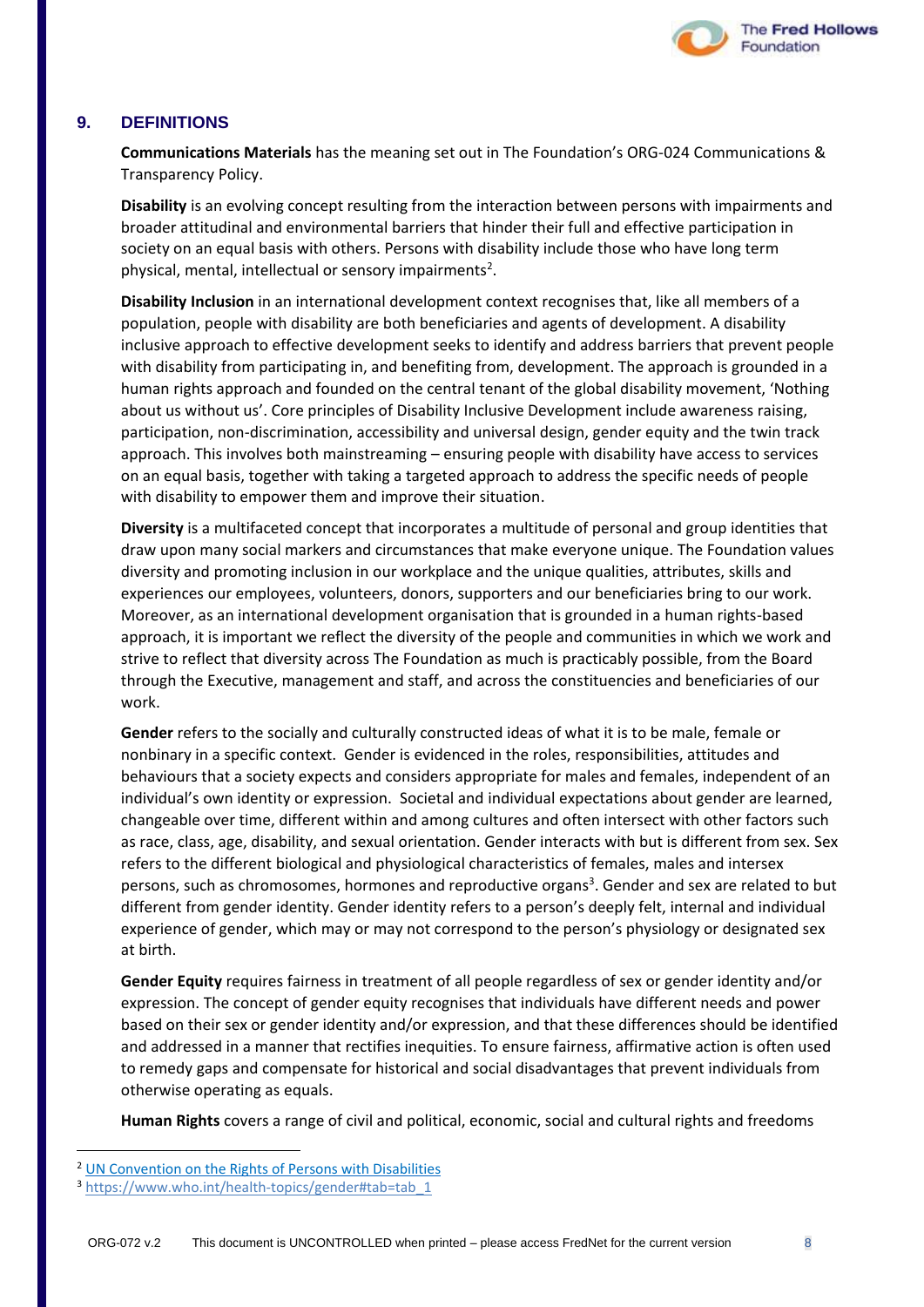## 9. DEFINITIONS

**Communications Materials** has the meaning set out in The Foundation's ORG-024 Communications & Transparency Policy.

**Disability** is an evolving concept resulting from the interaction between persons with impairments and broader attitudinal and environmental barriers that hinder their full and effective participation in society on an equal basis with others. Persons with disability include those who have long term physical, mental, intellectual or sensory impairments[2].

**Disability Inclusion** in an international development context recognises that, like all members of a population, people with disability are both beneficiaries and agents of development. A disability inclusive approach to effective development seeks to identify and address barriers that prevent people with disability from participating in, and benefiting from, development. The approach is grounded in a human rights approach and founded on the central tenant of the global disability movement, 'Nothing about us without us'. Core principles of Disability Inclusive Development include awareness raising, participation, non-discrimination, accessibility and universal design, gender equity and the twin track approach. This involves both mainstreaming – ensuring people with disability have access to services on an equal basis, together with taking a targeted approach to address the specific needs of people with disability to empower them and improve their situation.

**Diversity** is a multifaceted concept that incorporates a multitude of personal and group identities that draw upon many social markers and circumstances that make everyone unique. The Foundation values diversity and promoting inclusion in our workplace and the unique qualities, attributes, skills and experiences our employees, volunteers, donors, supporters and our beneficiaries bring to our work. Moreover, as an international development organisation that is grounded in a human rights-based approach, it is important we reflect the diversity of the people and communities in which we work and strive to reflect that diversity across The Foundation as much is practicably possible, from the Board through the Executive, management and staff, and across the constituencies and beneficiaries of our work.

**Gender** refers to the socially and culturally constructed ideas of what it is to be male, female or nonbinary in a specific context. Gender is evidenced in the roles, responsibilities, attitudes and behaviours that a society expects and considers appropriate for males and females, independent of an individual's own identity or expression. Societal and individual expectations about gender are learned, changeable over time, different within and among cultures and often intersect with other factors such as race, class, age, disability, and sexual orientation. Gender interacts with but is different from sex. Sex refers to the different biological and physiological characteristics of females, males and intersex persons, such as chromosomes, hormones and reproductive organs[3]. Gender and sex are related to but different from gender identity. Gender identity refers to a person's deeply felt, internal and individual experience of gender, which may or may not correspond to the person's physiology or designated sex at birth.

**Gender Equity** requires fairness in treatment of all people regardless of sex or gender identity and/or expression. The concept of gender equity recognises that individuals have different needs and power based on their sex or gender identity and/or expression, and that these differences should be identified and addressed in a manner that rectifies inequities. To ensure fairness, affirmative action is often used to remedy gaps and compensate for historical and social disadvantages that prevent individuals from otherwise operating as equals.

**Human Rights** covers a range of civil and political, economic, social and cultural rights and freedoms

---

[2] UN Convention on the Rights of Persons with Disabilities

[3] https://www.who.int/health-topics/gender#tab=tab_1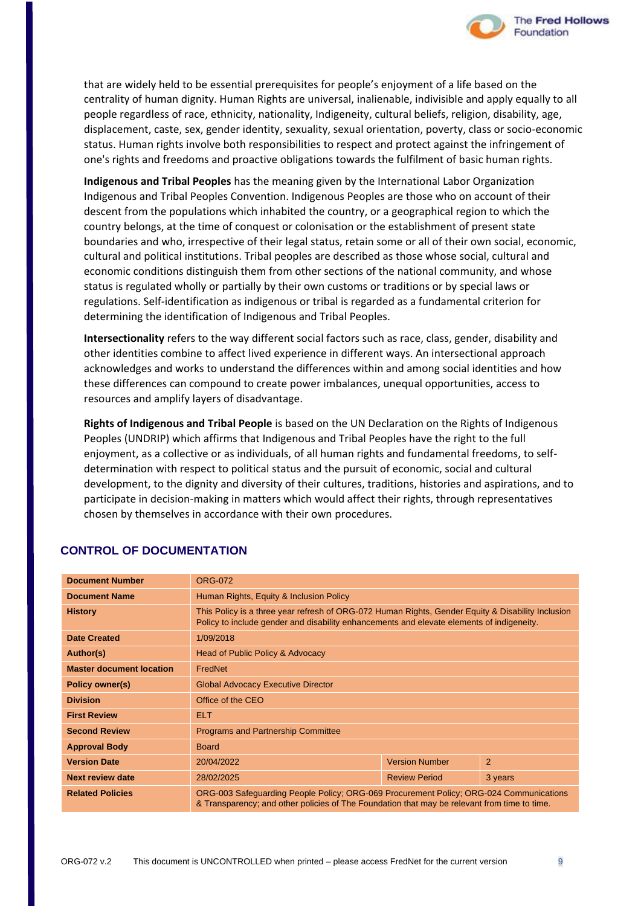that are widely held to be essential prerequisites for people's enjoyment of a life based on the centrality of human dignity. Human Rights are universal, inalienable, indivisible and apply equally to all people regardless of race, ethnicity, nationality, Indigeneity, cultural beliefs, religion, disability, age, displacement, caste, sex, gender identity, sexuality, sexual orientation, poverty, class or socio-economic status. Human rights involve both responsibilities to respect and protect against the infringement of one's rights and freedoms and proactive obligations towards the fulfilment of basic human rights.

**Indigenous and Tribal Peoples** has the meaning given by the International Labor Organization Indigenous and Tribal Peoples Convention. Indigenous Peoples are those who on account of their descent from the populations which inhabited the country, or a geographical region to which the country belongs, at the time of conquest or colonisation or the establishment of present state boundaries and who, irrespective of their legal status, retain some or all of their own social, economic, cultural and political institutions. Tribal peoples are described as those whose social, cultural and economic conditions distinguish them from other sections of the national community, and whose status is regulated wholly or partially by their own customs or traditions or by special laws or regulations. Self-identification as indigenous or tribal is regarded as a fundamental criterion for determining the identification of Indigenous and Tribal Peoples.

**Intersectionality** refers to the way different social factors such as race, class, gender, disability and other identities combine to affect lived experience in different ways. An intersectional approach acknowledges and works to understand the differences within and among social identities and how these differences can compound to create power imbalances, unequal opportunities, access to resources and amplify layers of disadvantage.

**Rights of Indigenous and Tribal People** is based on the UN Declaration on the Rights of Indigenous Peoples (UNDRIP) which affirms that Indigenous and Tribal Peoples have the right to the full enjoyment, as a collective or as individuals, of all human rights and fundamental freedoms, to self-determination with respect to political status and the pursuit of economic, social and cultural development, to the dignity and diversity of their cultures, traditions, histories and aspirations, and to participate in decision-making in matters which would affect their rights, through representatives chosen by themselves in accordance with their own procedures.

## CONTROL OF DOCUMENTATION

| | | | |
|---|---|---|---|
| **Document Number** | ORG-072 | | |
| **Document Name** | Human Rights, Equity & Inclusion Policy | | |
| **History** | This Policy is a three year refresh of ORG-072 Human Rights, Gender Equity & Disability Inclusion Policy to include gender and disability enhancements and elevate elements of indigeneity. | | |
| **Date Created** | 1/09/2018 | | |
| **Author(s)** | Head of Public Policy & Advocacy | | |
| **Master document location** | FredNet | | |
| **Policy owner(s)** | Global Advocacy Executive Director | | |
| **Division** | Office of the CEO | | |
| **First Review** | ELT | | |
| **Second Review** | Programs and Partnership Committee | | |
| **Approval Body** | Board | | |
| **Version Date** | 20/04/2022 | Version Number | 2 |
| **Next review date** | 28/02/2025 | Review Period | 3 years |
| **Related Policies** | ORG-003 Safeguarding People Policy; ORG-069 Procurement Policy; ORG-024 Communications & Transparency; and other policies of The Foundation that may be relevant from time to time. | | |